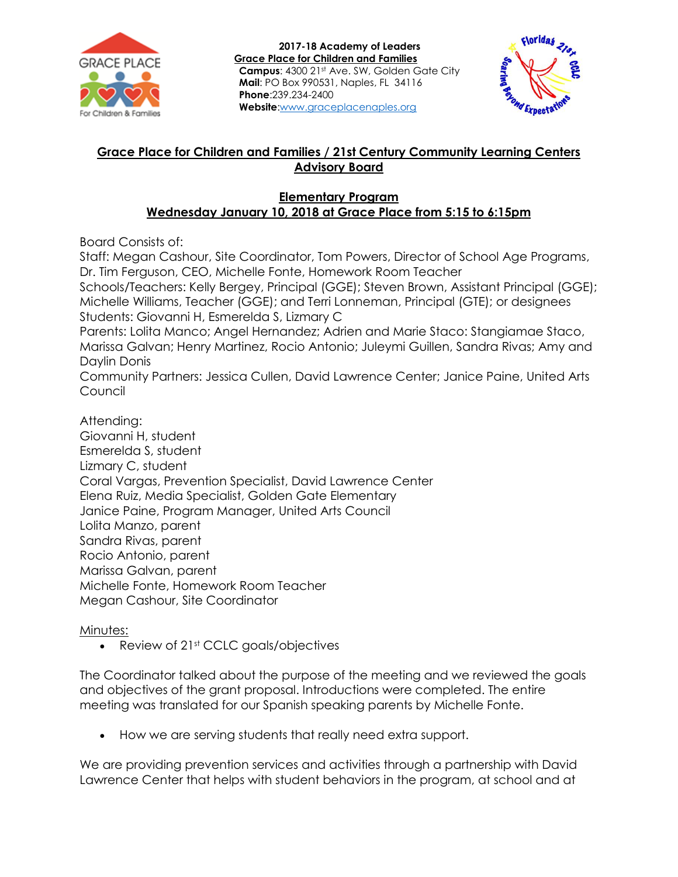**2017-18 Academy of Leaders**
**Grace Place for Children and Families**
**Campus**: 4300 21st Ave. SW, Golden Gate City
**Mail**: PO Box 990531, Naples, FL 34116
**Phone**:239.234-2400
**Website**:www.graceplacenaples.org

## Grace Place for Children and Families / 21st Century Community Learning Centers Advisory Board

### Elementary Program
### Wednesday January 10, 2018 at Grace Place from 5:15 to 6:15pm

Board Consists of:
Staff: Megan Cashour, Site Coordinator, Tom Powers, Director of School Age Programs, Dr. Tim Ferguson, CEO, Michelle Fonte, Homework Room Teacher
Schools/Teachers: Kelly Bergey, Principal (GGE); Steven Brown, Assistant Principal (GGE); Michelle Williams, Teacher (GGE); and Terri Lonneman, Principal (GTE); or designees
Students: Giovanni H, Esmerelda S, Lizmary C
Parents: Lolita Manco; Angel Hernandez; Adrien and Marie Staco: Stangiamae Staco, Marissa Galvan; Henry Martinez, Rocio Antonio; Juleymi Guillen, Sandra Rivas; Amy and Daylin Donis
Community Partners: Jessica Cullen, David Lawrence Center; Janice Paine, United Arts Council

Attending:
Giovanni H, student
Esmerelda S, student
Lizmary C, student
Coral Vargas, Prevention Specialist, David Lawrence Center
Elena Ruiz, Media Specialist, Golden Gate Elementary
Janice Paine, Program Manager, United Arts Council
Lolita Manzo, parent
Sandra Rivas, parent
Rocio Antonio, parent
Marissa Galvan, parent
Michelle Fonte, Homework Room Teacher
Megan Cashour, Site Coordinator

Minutes:

- Review of 21st CCLC goals/objectives

The Coordinator talked about the purpose of the meeting and we reviewed the goals and objectives of the grant proposal. Introductions were completed. The entire meeting was translated for our Spanish speaking parents by Michelle Fonte.

- How we are serving students that really need extra support.

We are providing prevention services and activities through a partnership with David Lawrence Center that helps with student behaviors in the program, at school and at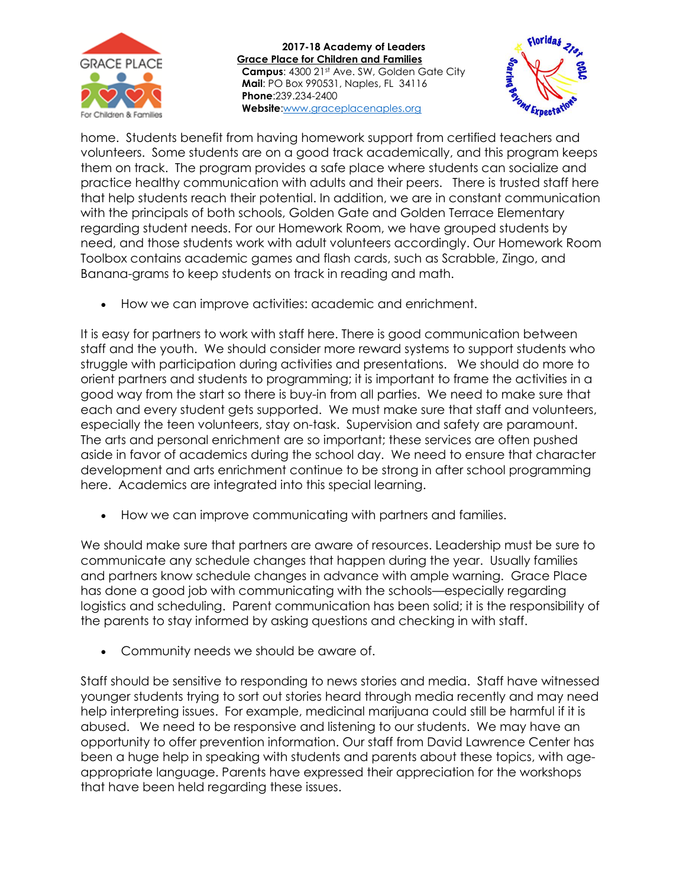home. Students benefit from having homework support from certified teachers and volunteers. Some students are on a good track academically, and this program keeps them on track. The program provides a safe place where students can socialize and practice healthy communication with adults and their peers. There is trusted staff here that help students reach their potential. In addition, we are in constant communication with the principals of both schools, Golden Gate and Golden Terrace Elementary regarding student needs. For our Homework Room, we have grouped students by need, and those students work with adult volunteers accordingly. Our Homework Room Toolbox contains academic games and flash cards, such as Scrabble, Zingo, and Banana-grams to keep students on track in reading and math.

- How we can improve activities: academic and enrichment.

It is easy for partners to work with staff here. There is good communication between staff and the youth. We should consider more reward systems to support students who struggle with participation during activities and presentations. We should do more to orient partners and students to programming; it is important to frame the activities in a good way from the start so there is buy-in from all parties. We need to make sure that each and every student gets supported. We must make sure that staff and volunteers, especially the teen volunteers, stay on-task. Supervision and safety are paramount. The arts and personal enrichment are so important; these services are often pushed aside in favor of academics during the school day. We need to ensure that character development and arts enrichment continue to be strong in after school programming here. Academics are integrated into this special learning.

- How we can improve communicating with partners and families.

We should make sure that partners are aware of resources. Leadership must be sure to communicate any schedule changes that happen during the year. Usually families and partners know schedule changes in advance with ample warning. Grace Place has done a good job with communicating with the schools—especially regarding logistics and scheduling. Parent communication has been solid; it is the responsibility of the parents to stay informed by asking questions and checking in with staff.

- Community needs we should be aware of.

Staff should be sensitive to responding to news stories and media. Staff have witnessed younger students trying to sort out stories heard through media recently and may need help interpreting issues. For example, medicinal marijuana could still be harmful if it is abused. We need to be responsive and listening to our students. We may have an opportunity to offer prevention information. Our staff from David Lawrence Center has been a huge help in speaking with students and parents about these topics, with age-appropriate language. Parents have expressed their appreciation for the workshops that have been held regarding these issues.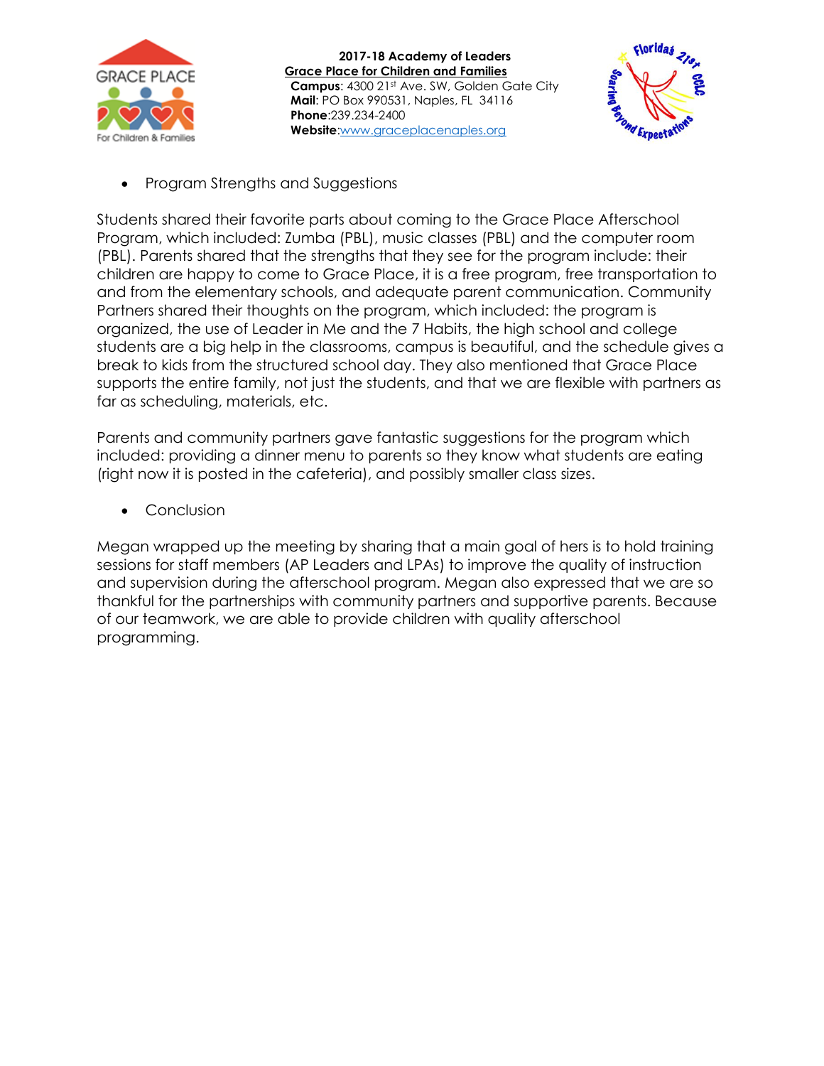- Program Strengths and Suggestions

Students shared their favorite parts about coming to the Grace Place Afterschool Program, which included: Zumba (PBL), music classes (PBL) and the computer room (PBL). Parents shared that the strengths that they see for the program include: their children are happy to come to Grace Place, it is a free program, free transportation to and from the elementary schools, and adequate parent communication. Community Partners shared their thoughts on the program, which included: the program is organized, the use of Leader in Me and the 7 Habits, the high school and college students are a big help in the classrooms, campus is beautiful, and the schedule gives a break to kids from the structured school day. They also mentioned that Grace Place supports the entire family, not just the students, and that we are flexible with partners as far as scheduling, materials, etc.

Parents and community partners gave fantastic suggestions for the program which included: providing a dinner menu to parents so they know what students are eating (right now it is posted in the cafeteria), and possibly smaller class sizes.

- Conclusion

Megan wrapped up the meeting by sharing that a main goal of hers is to hold training sessions for staff members (AP Leaders and LPAs) to improve the quality of instruction and supervision during the afterschool program. Megan also expressed that we are so thankful for the partnerships with community partners and supportive parents. Because of our teamwork, we are able to provide children with quality afterschool programming.